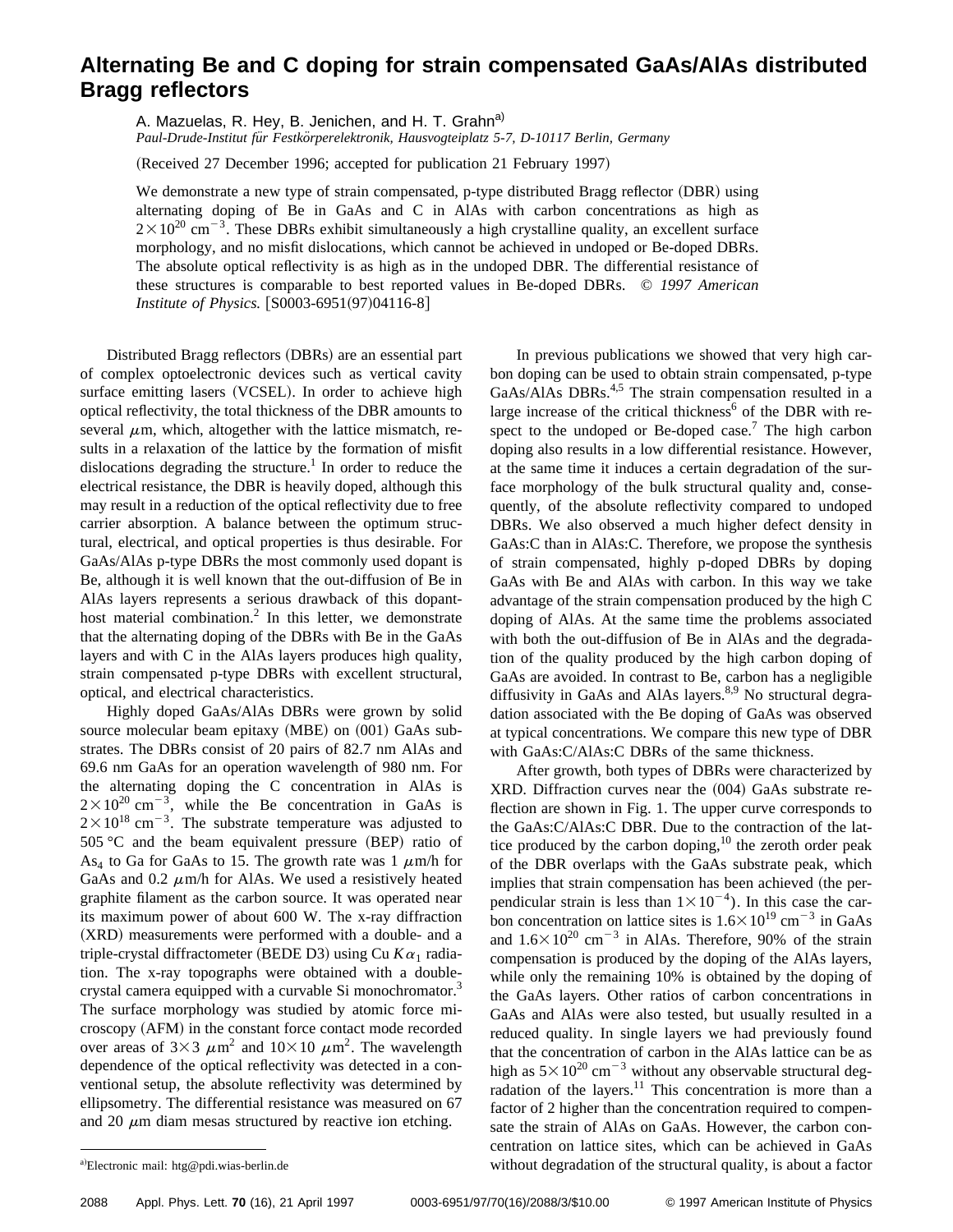# Alternating Be and C doping for strain compensated GaAs/AlAs distributed Bragg reflectors

A. Mazuelas, R. Hey, B. Jenichen, and H. T. Grahn[a)]

*Paul-Drude-Institut für Festkörperelektronik, Hausvogteiplatz 5-7, D-10117 Berlin, Germany*

(Received 27 December 1996; accepted for publication 21 February 1997)

We demonstrate a new type of strain compensated, p-type distributed Bragg reflector (DBR) using alternating doping of Be in GaAs and C in AlAs with carbon concentrations as high as $2\times10^{20}$ cm$^{-3}$. These DBRs exhibit simultaneously a high crystalline quality, an excellent surface morphology, and no misfit dislocations, which cannot be achieved in undoped or Be-doped DBRs. The absolute optical reflectivity is as high as in the undoped DBR. The differential resistance of these structures is comparable to best reported values in Be-doped DBRs. © *1997 American Institute of Physics.* [S0003-6951(97)04116-8]

Distributed Bragg reflectors (DBRs) are an essential part of complex optoelectronic devices such as vertical cavity surface emitting lasers (VCSEL). In order to achieve high optical reflectivity, the total thickness of the DBR amounts to several $\mu$m, which, altogether with the lattice mismatch, results in a relaxation of the lattice by the formation of misfit dislocations degrading the structure.[1] In order to reduce the electrical resistance, the DBR is heavily doped, although this may result in a reduction of the optical reflectivity due to free carrier absorption. A balance between the optimum structural, electrical, and optical properties is thus desirable. For GaAs/AlAs p-type DBRs the most commonly used dopant is Be, although it is well known that the out-diffusion of Be in AlAs layers represents a serious drawback of this dopant-host material combination.[2] In this letter, we demonstrate that the alternating doping of the DBRs with Be in the GaAs layers and with C in the AlAs layers produces high quality, strain compensated p-type DBRs with excellent structural, optical, and electrical characteristics.

Highly doped GaAs/AlAs DBRs were grown by solid source molecular beam epitaxy (MBE) on (001) GaAs substrates. The DBRs consist of 20 pairs of 82.7 nm AlAs and 69.6 nm GaAs for an operation wavelength of 980 nm. For the alternating doping the C concentration in AlAs is $2\times10^{20}$ cm$^{-3}$, while the Be concentration in GaAs is $2\times10^{18}$ cm$^{-3}$. The substrate temperature was adjusted to 505 °C and the beam equivalent pressure (BEP) ratio of $As_4$ to Ga for GaAs to 15. The growth rate was 1 $\mu$m/h for GaAs and 0.2 $\mu$m/h for AlAs. We used a resistively heated graphite filament as the carbon source. It was operated near its maximum power of about 600 W. The x-ray diffraction (XRD) measurements were performed with a double- and a triple-crystal diffractometer (BEDE D3) using Cu $K\alpha_1$ radiation. The x-ray topographs were obtained with a double-crystal camera equipped with a curvable Si monochromator.[3] The surface morphology was studied by atomic force microscopy (AFM) in the constant force contact mode recorded over areas of $3\times3$ $\mu$m$^2$ and $10\times10$ $\mu$m$^2$. The wavelength dependence of the optical reflectivity was detected in a conventional setup, the absolute reflectivity was determined by ellipsometry. The differential resistance was measured on 67 and 20 $\mu$m diam mesas structured by reactive ion etching.

In previous publications we showed that very high carbon doping can be used to obtain strain compensated, p-type GaAs/AlAs DBRs.[4,5] The strain compensation resulted in a large increase of the critical thickness[6] of the DBR with respect to the undoped or Be-doped case.[7] The high carbon doping also results in a low differential resistance. However, at the same time it induces a certain degradation of the surface morphology of the bulk structural quality and, consequently, of the absolute reflectivity compared to undoped DBRs. We also observed a much higher defect density in GaAs:C than in AlAs:C. Therefore, we propose the synthesis of strain compensated, highly p-doped DBRs by doping GaAs with Be and AlAs with carbon. In this way we take advantage of the strain compensation produced by the high C doping of AlAs. At the same time the problems associated with both the out-diffusion of Be in AlAs and the degradation of the quality produced by the high carbon doping of GaAs are avoided. In contrast to Be, carbon has a negligible diffusivity in GaAs and AlAs layers.[8,9] No structural degradation associated with the Be doping of GaAs was observed at typical concentrations. We compare this new type of DBR with GaAs:C/AlAs:C DBRs of the same thickness.

After growth, both types of DBRs were characterized by XRD. Diffraction curves near the (004) GaAs substrate reflection are shown in Fig. 1. The upper curve corresponds to the GaAs:C/AlAs:C DBR. Due to the contraction of the lattice produced by the carbon doping,[10] the zeroth order peak of the DBR overlaps with the GaAs substrate peak, which implies that strain compensation has been achieved (the perpendicular strain is less than $1\times10^{-4}$). In this case the carbon concentration on lattice sites is $1.6\times10^{19}$ cm$^{-3}$ in GaAs and $1.6\times10^{20}$ cm$^{-3}$ in AlAs. Therefore, 90% of the strain compensation is produced by the doping of the AlAs layers, while only the remaining 10% is obtained by the doping of the GaAs layers. Other ratios of carbon concentrations in GaAs and AlAs were also tested, but usually resulted in a reduced quality. In single layers we had previously found that the concentration of carbon in the AlAs lattice can be as high as $5\times10^{20}$ cm$^{-3}$ without any observable structural degradation of the layers.[11] This concentration is more than a factor of 2 higher than the concentration required to compensate the strain of AlAs on GaAs. However, the carbon concentration on lattice sites, which can be achieved in GaAs without degradation of the structural quality, is about a factor

[a)]Electronic mail: htg@pdi.wias-berlin.de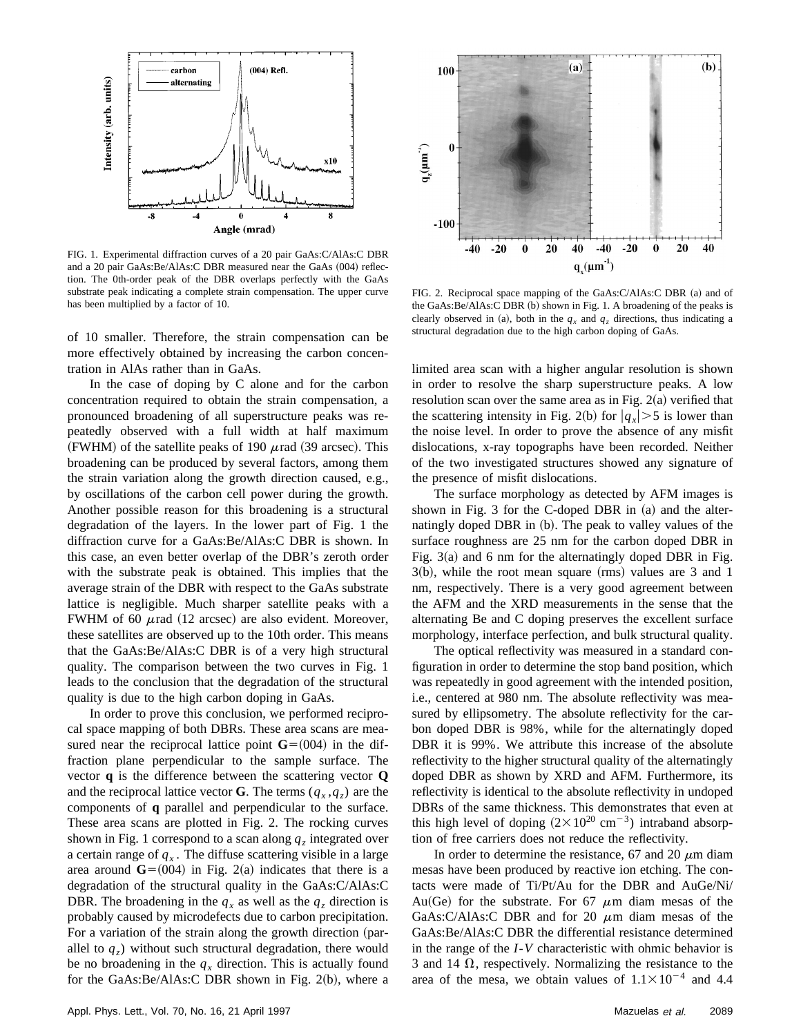FIG. 1. Experimental diffraction curves of a 20 pair GaAs:C/AlAs:C DBR and a 20 pair GaAs:Be/AlAs:C DBR measured near the GaAs (004) reflection. The 0th-order peak of the DBR overlaps perfectly with the GaAs substrate peak indicating a complete strain compensation. The upper curve has been multiplied by a factor of 10.

FIG. 2. Reciprocal space mapping of the GaAs:C/AlAs:C DBR (a) and of the GaAs:Be/AlAs:C DBR (b) shown in Fig. 1. A broadening of the peaks is clearly observed in (a), both in the $q_x$ and $q_z$ directions, thus indicating a structural degradation due to the high carbon doping of GaAs.

of 10 smaller. Therefore, the strain compensation can be more effectively obtained by increasing the carbon concentration in AlAs rather than in GaAs.

In the case of doping by C alone and for the carbon concentration required to obtain the strain compensation, a pronounced broadening of all superstructure peaks was repeatedly observed with a full width at half maximum (FWHM) of the satellite peaks of 190 $\mu$rad (39 arcsec). This broadening can be produced by several factors, among them the strain variation along the growth direction caused, e.g., by oscillations of the carbon cell power during the growth. Another possible reason for this broadening is a structural degradation of the layers. In the lower part of Fig. 1 the diffraction curve for a GaAs:Be/AlAs:C DBR is shown. In this case, an even better overlap of the DBR's zeroth order with the substrate peak is obtained. This implies that the average strain of the DBR with respect to the GaAs substrate lattice is negligible. Much sharper satellite peaks with a FWHM of 60 $\mu$rad (12 arcsec) are also evident. Moreover, these satellites are observed up to the 10th order. This means that the GaAs:Be/AlAs:C DBR is of a very high structural quality. The comparison between the two curves in Fig. 1 leads to the conclusion that the degradation of the structural quality is due to the high carbon doping in GaAs.

In order to prove this conclusion, we performed reciprocal space mapping of both DBRs. These area scans are measured near the reciprocal lattice point $\mathbf{G}=(004)$ in the diffraction plane perpendicular to the sample surface. The vector $\mathbf{q}$ is the difference between the scattering vector $\mathbf{Q}$ and the reciprocal lattice vector $\mathbf{G}$. The terms $(q_x, q_z)$ are the components of $\mathbf{q}$ parallel and perpendicular to the surface. These area scans are plotted in Fig. 2. The rocking curves shown in Fig. 1 correspond to a scan along $q_z$ integrated over a certain range of $q_x$. The diffuse scattering visible in a large area around $\mathbf{G}=(004)$ in Fig. 2(a) indicates that there is a degradation of the structural quality in the GaAs:C/AlAs:C DBR. The broadening in the $q_x$ as well as the $q_z$ direction is probably caused by microdefects due to carbon precipitation. For a variation of the strain along the growth direction (parallel to $q_z$) without such structural degradation, there would be no broadening in the $q_x$ direction. This is actually found for the GaAs:Be/AlAs:C DBR shown in Fig. 2(b), where a limited area scan with a higher angular resolution is shown in order to resolve the sharp superstructure peaks. A low resolution scan over the same area as in Fig. 2(a) verified that the scattering intensity in Fig. 2(b) for $|q_x|>5$ is lower than the noise level. In order to prove the absence of any misfit dislocations, x-ray topographs have been recorded. Neither of the two investigated structures showed any signature of the presence of misfit dislocations.

The surface morphology as detected by AFM images is shown in Fig. 3 for the C-doped DBR in (a) and the alternatingly doped DBR in (b). The peak to valley values of the surface roughness are 25 nm for the carbon doped DBR in Fig. 3(a) and 6 nm for the alternatingly doped DBR in Fig. 3(b), while the root mean square (rms) values are 3 and 1 nm, respectively. There is a very good agreement between the AFM and the XRD measurements in the sense that the alternating Be and C doping preserves the excellent surface morphology, interface perfection, and bulk structural quality.

The optical reflectivity was measured in a standard configuration in order to determine the stop band position, which was repeatedly in good agreement with the intended position, i.e., centered at 980 nm. The absolute reflectivity was measured by ellipsometry. The absolute reflectivity for the carbon doped DBR is 98%, while for the alternatingly doped DBR it is 99%. We attribute this increase of the absolute reflectivity to the higher structural quality of the alternatingly doped DBR as shown by XRD and AFM. Furthermore, its reflectivity is identical to the absolute reflectivity in undoped DBRs of the same thickness. This demonstrates that even at this high level of doping ($2\times10^{20}$ cm$^{-3}$) intraband absorption of free carriers does not reduce the reflectivity.

In order to determine the resistance, 67 and 20 $\mu$m diam mesas have been produced by reactive ion etching. The contacts were made of Ti/Pt/Au for the DBR and AuGe/Ni/Au(Ge) for the substrate. For 67 $\mu$m diam mesas of the GaAs:C/AlAs:C DBR and for 20 $\mu$m diam mesas of the GaAs:Be/AlAs:C DBR the differential resistance determined in the range of the *I-V* characteristic with ohmic behavior is 3 and 14 $\Omega$, respectively. Normalizing the resistance to the area of the mesa, we obtain values of $1.1\times10^{-4}$ and 4.4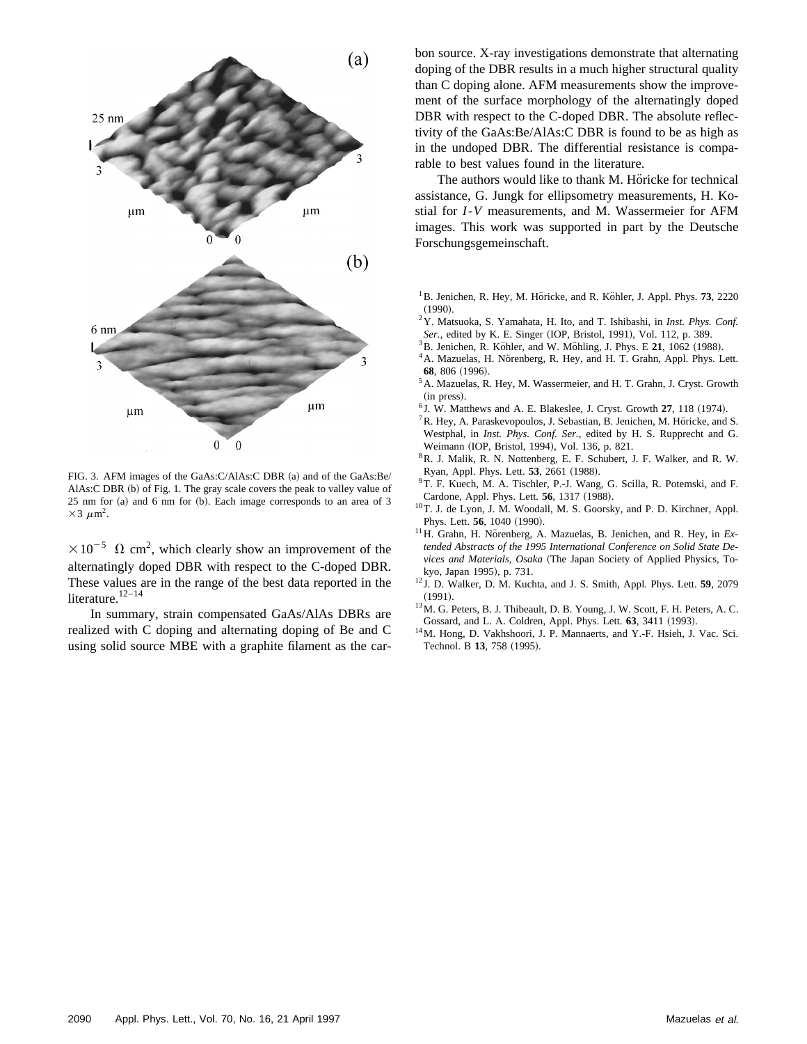25 nm

3

μm

0 0

3

μm

(a)

6 nm

3

μm

0 0

3

μm

(b)

FIG. 3. AFM images of the GaAs:C/AlAs:C DBR (a) and of the GaAs:Be/AlAs:C DBR (b) of Fig. 1. The gray scale covers the peak to valley value of 25 nm for (a) and 6 nm for (b). Each image corresponds to an area of 3 $\times 3$ $\mu m^2$.

$\times 10^{-5}$ $\Omega$ cm$^2$, which clearly show an improvement of the alternatingly doped DBR with respect to the C-doped DBR. These values are in the range of the best data reported in the literature.[12–14]

In summary, strain compensated GaAs/AlAs DBRs are realized with C doping and alternating doping of Be and C using solid source MBE with a graphite filament as the carbon source. X-ray investigations demonstrate that alternating doping of the DBR results in a much higher structural quality than C doping alone. AFM measurements show the improvement of the surface morphology of the alternatingly doped DBR with respect to the C-doped DBR. The absolute reflectivity of the GaAs:Be/AlAs:C DBR is found to be as high as in the undoped DBR. The differential resistance is comparable to best values found in the literature.

The authors would like to thank M. Höricke for technical assistance, G. Jungk for ellipsometry measurements, H. Kostial for *I-V* measurements, and M. Wassermeier for AFM images. This work was supported in part by the Deutsche Forschungsgemeinschaft.

[1] B. Jenichen, R. Hey, M. Höricke, and R. Köhler, J. Appl. Phys. **73**, 2220 (1990).

[2] Y. Matsuoka, S. Yamahata, H. Ito, and T. Ishibashi, in *Inst. Phys. Conf. Ser.*, edited by K. E. Singer (IOP, Bristol, 1991), Vol. 112, p. 389.

[3] B. Jenichen, R. Köhler, and W. Möhling, J. Phys. E **21**, 1062 (1988).

[4] A. Mazuelas, H. Nörenberg, R. Hey, and H. T. Grahn, Appl. Phys. Lett. **68**, 806 (1996).

[5] A. Mazuelas, R. Hey, M. Wassermeier, and H. T. Grahn, J. Cryst. Growth (in press).

[6] J. W. Matthews and A. E. Blakeslee, J. Cryst. Growth **27**, 118 (1974).

[7] R. Hey, A. Paraskevopoulos, J. Sebastian, B. Jenichen, M. Höricke, and S. Westphal, in *Inst. Phys. Conf. Ser.*, edited by H. S. Rupprecht and G. Weimann (IOP, Bristol, 1994), Vol. 136, p. 821.

[8] R. J. Malik, R. N. Nottenberg, E. F. Schubert, J. F. Walker, and R. W. Ryan, Appl. Phys. Lett. **53**, 2661 (1988).

[9] T. F. Kuech, M. A. Tischler, P.-J. Wang, G. Scilla, R. Potemski, and F. Cardone, Appl. Phys. Lett. **56**, 1317 (1988).

[10] T. J. de Lyon, J. M. Woodall, M. S. Goorsky, and P. D. Kirchner, Appl. Phys. Lett. **56**, 1040 (1990).

[11] H. Grahn, H. Nörenberg, A. Mazuelas, B. Jenichen, and R. Hey, in *Extended Abstracts of the 1995 International Conference on Solid State Devices and Materials, Osaka* (The Japan Society of Applied Physics, Tokyo, Japan 1995), p. 731.

[12] J. D. Walker, D. M. Kuchta, and J. S. Smith, Appl. Phys. Lett. **59**, 2079 (1991).

[13] M. G. Peters, B. J. Thibeault, D. B. Young, J. W. Scott, F. H. Peters, A. C. Gossard, and L. A. Coldren, Appl. Phys. Lett. **63**, 3411 (1993).

[14] M. Hong, D. Vakhshoori, J. P. Mannaerts, and Y.-F. Hsieh, J. Vac. Sci. Technol. B **13**, 758 (1995).